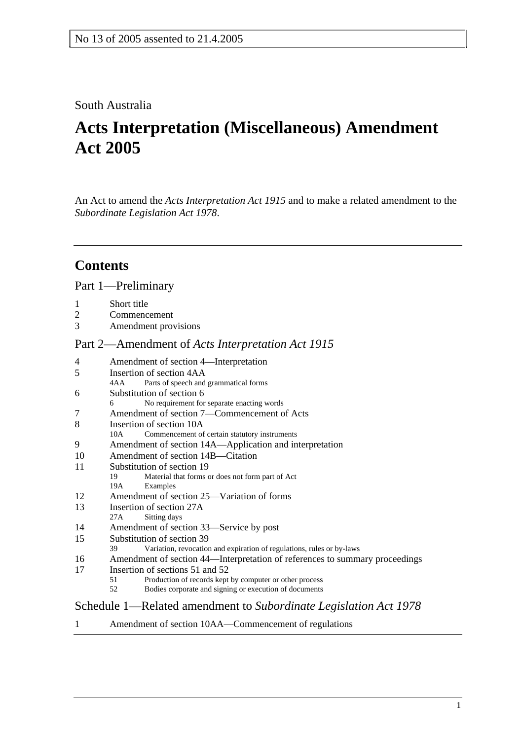No 13 of 2005 assented to 21.4.2005

South Australia

# Acts Interpretation (Miscellaneous) Amendment Act 2005

An Act to amend the *Acts Interpretation Act 1915* and to make a related amendment to the *Subordinate Legislation Act 1978*.

## Contents

### Part 1—Preliminary

1 Short title
2 Commencement
3 Amendment provisions

### Part 2—Amendment of *Acts Interpretation Act 1915*

4 Amendment of section 4—Interpretation
5 Insertion of section 4AA
  4AA Parts of speech and grammatical forms
6 Substitution of section 6
  6 No requirement for separate enacting words
7 Amendment of section 7—Commencement of Acts
8 Insertion of section 10A
  10A Commencement of certain statutory instruments
9 Amendment of section 14A—Application and interpretation
10 Amendment of section 14B—Citation
11 Substitution of section 19
  19 Material that forms or does not form part of Act
  19A Examples
12 Amendment of section 25—Variation of forms
13 Insertion of section 27A
  27A Sitting days
14 Amendment of section 33—Service by post
15 Substitution of section 39
  39 Variation, revocation and expiration of regulations, rules or by-laws
16 Amendment of section 44—Interpretation of references to summary proceedings
17 Insertion of sections 51 and 52
  51 Production of records kept by computer or other process
  52 Bodies corporate and signing or execution of documents

### Schedule 1—Related amendment to *Subordinate Legislation Act 1978*

1 Amendment of section 10AA—Commencement of regulations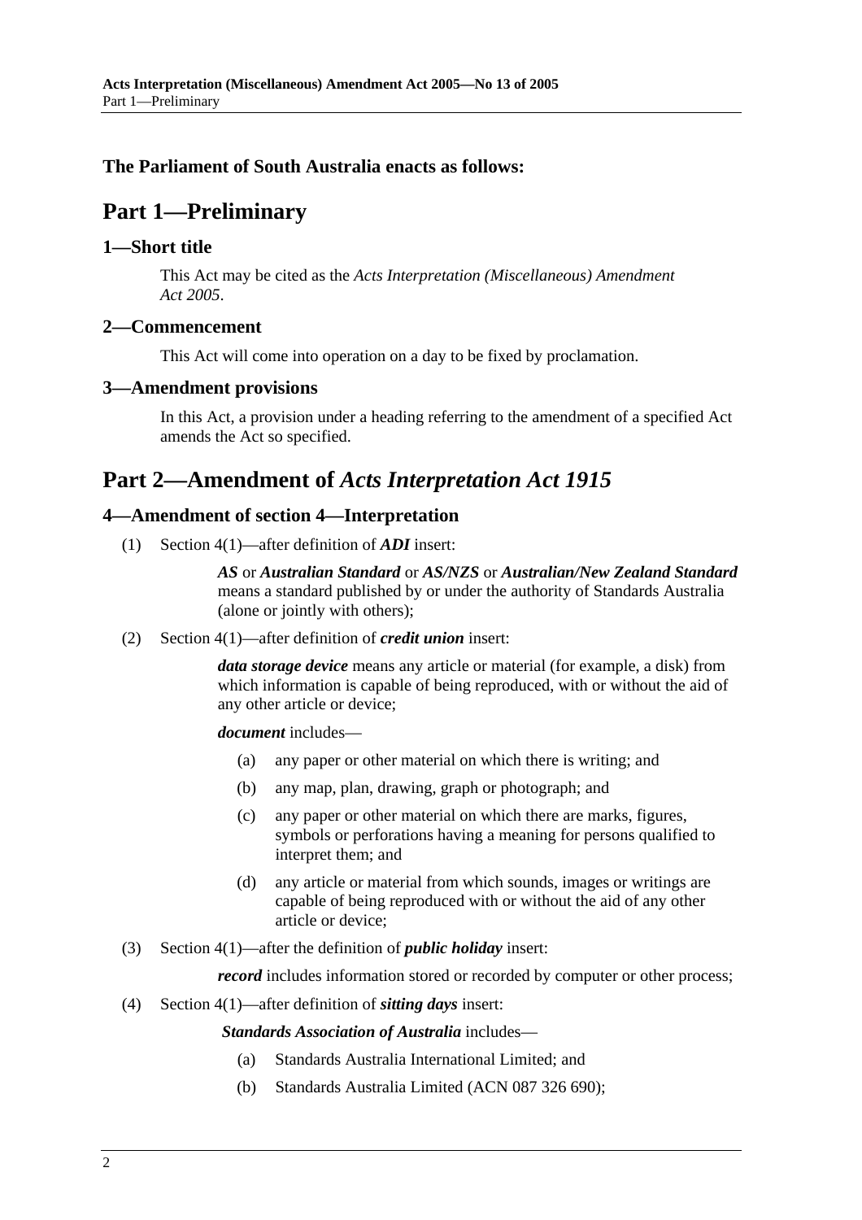**The Parliament of South Australia enacts as follows:**

# Part 1—Preliminary

## 1—Short title

This Act may be cited as the *Acts Interpretation (Miscellaneous) Amendment Act 2005*.

## 2—Commencement

This Act will come into operation on a day to be fixed by proclamation.

## 3—Amendment provisions

In this Act, a provision under a heading referring to the amendment of a specified Act amends the Act so specified.

# Part 2—Amendment of *Acts Interpretation Act 1915*

## 4—Amendment of section 4—Interpretation

(1) Section 4(1)—after definition of ***ADI*** insert:

> ***AS*** or ***Australian Standard*** or ***AS/NZS*** or ***Australian/New Zealand Standard*** means a standard published by or under the authority of Standards Australia (alone or jointly with others);

(2) Section 4(1)—after definition of ***credit union*** insert:

> ***data storage device*** means any article or material (for example, a disk) from which information is capable of being reproduced, with or without the aid of any other article or device;
>
> ***document*** includes—
>
> (a) any paper or other material on which there is writing; and
>
> (b) any map, plan, drawing, graph or photograph; and
>
> (c) any paper or other material on which there are marks, figures, symbols or perforations having a meaning for persons qualified to interpret them; and
>
> (d) any article or material from which sounds, images or writings are capable of being reproduced with or without the aid of any other article or device;

(3) Section 4(1)—after the definition of ***public holiday*** insert:

> ***record*** includes information stored or recorded by computer or other process;

(4) Section 4(1)—after definition of ***sitting days*** insert:

> ***Standards Association of Australia*** includes—
>
> (a) Standards Australia International Limited; and
>
> (b) Standards Australia Limited (ACN 087 326 690);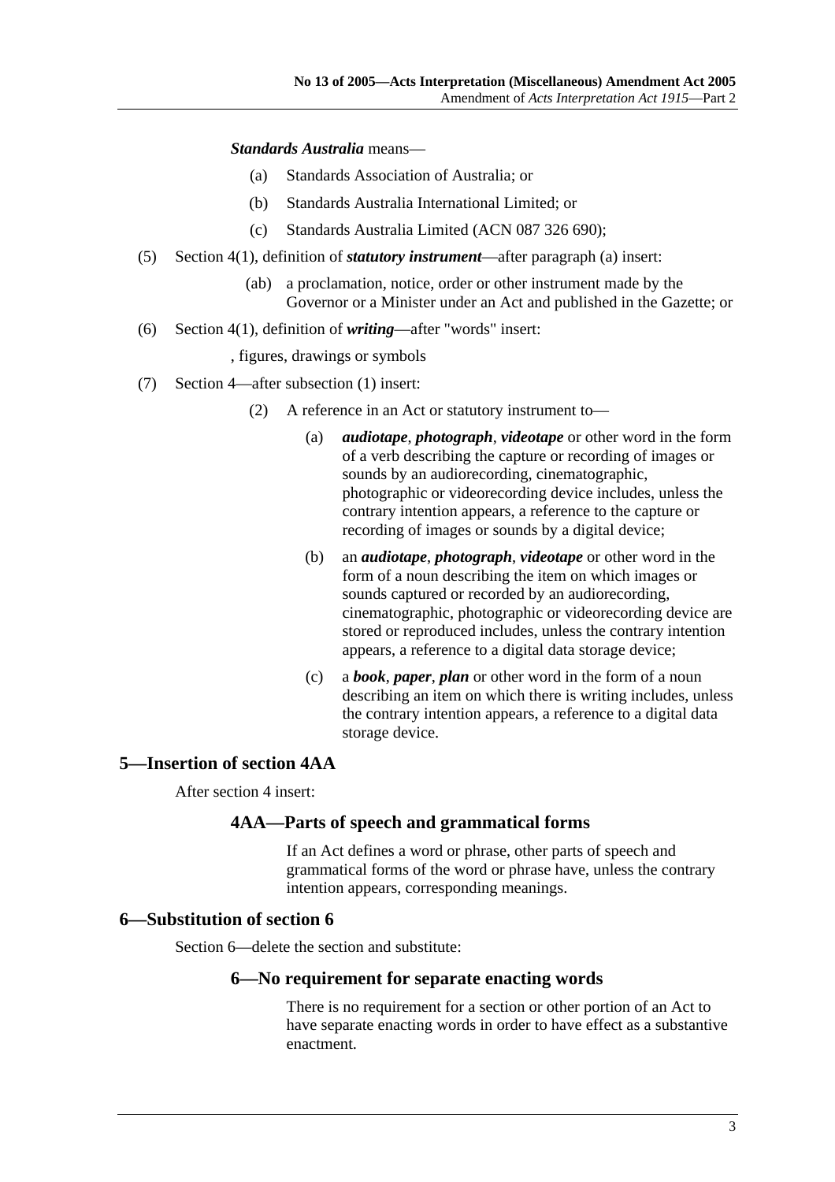***Standards Australia*** means—

(a) Standards Association of Australia; or

(b) Standards Australia International Limited; or

(c) Standards Australia Limited (ACN 087 326 690);

(5) Section 4(1), definition of ***statutory instrument***—after paragraph (a) insert:

(ab) a proclamation, notice, order or other instrument made by the Governor or a Minister under an Act and published in the Gazette; or

(6) Section 4(1), definition of ***writing***—after "words" insert:

, figures, drawings or symbols

(7) Section 4—after subsection (1) insert:

(2) A reference in an Act or statutory instrument to—

(a) ***audiotape***, ***photograph***, ***videotape*** or other word in the form of a verb describing the capture or recording of images or sounds by an audiorecording, cinematographic, photographic or videorecording device includes, unless the contrary intention appears, a reference to the capture or recording of images or sounds by a digital device;

(b) an ***audiotape***, ***photograph***, ***videotape*** or other word in the form of a noun describing the item on which images or sounds captured or recorded by an audiorecording, cinematographic, photographic or videorecording device are stored or reproduced includes, unless the contrary intention appears, a reference to a digital data storage device;

(c) a ***book***, ***paper***, ***plan*** or other word in the form of a noun describing an item on which there is writing includes, unless the contrary intention appears, a reference to a digital data storage device.

## 5—Insertion of section 4AA

After section 4 insert:

### 4AA—Parts of speech and grammatical forms

If an Act defines a word or phrase, other parts of speech and grammatical forms of the word or phrase have, unless the contrary intention appears, corresponding meanings.

## 6—Substitution of section 6

Section 6—delete the section and substitute:

### 6—No requirement for separate enacting words

There is no requirement for a section or other portion of an Act to have separate enacting words in order to have effect as a substantive enactment.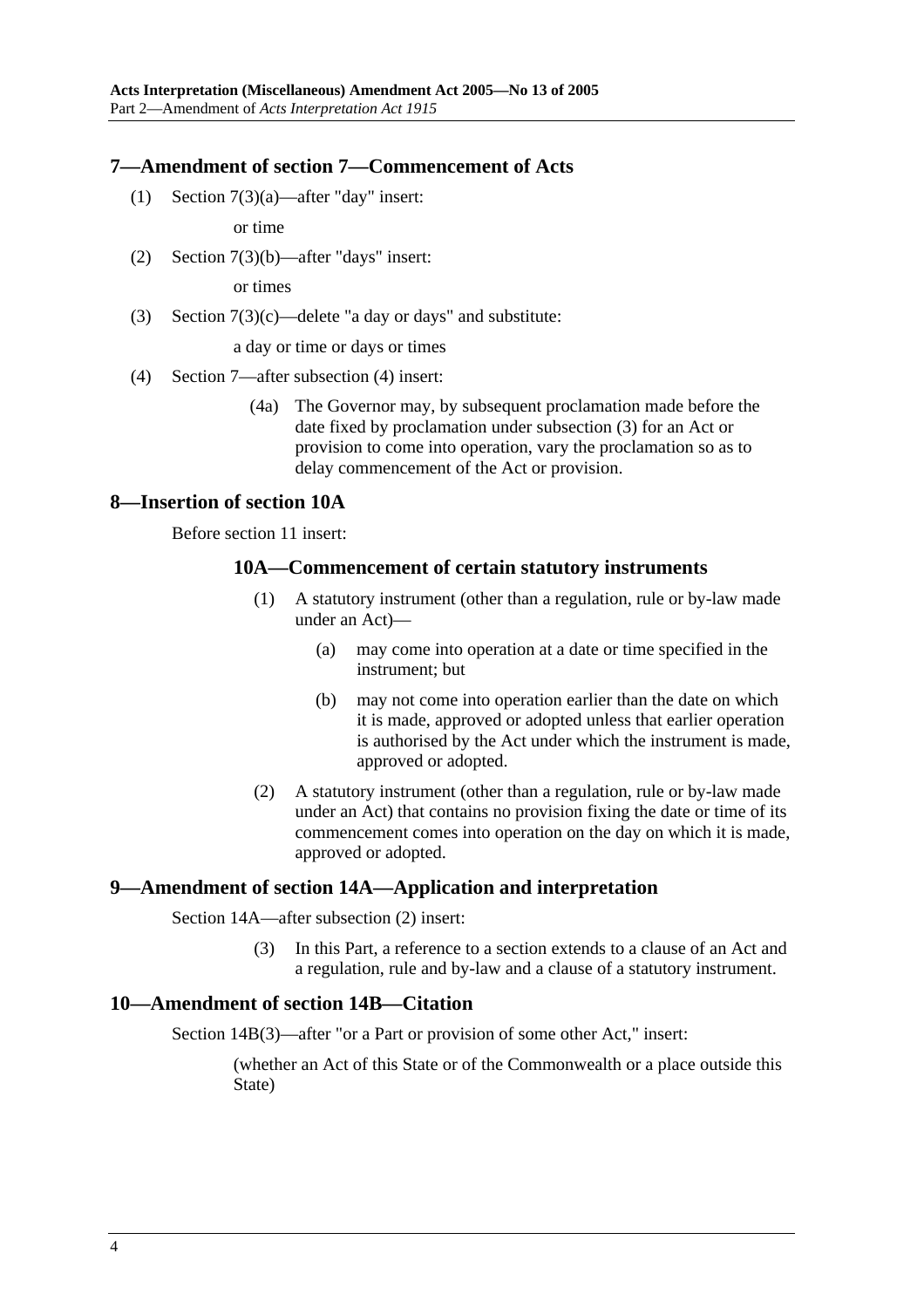## 7—Amendment of section 7—Commencement of Acts

(1) Section 7(3)(a)—after "day" insert:

or time

(2) Section 7(3)(b)—after "days" insert:

or times

(3) Section 7(3)(c)—delete "a day or days" and substitute:

a day or time or days or times

(4) Section 7—after subsection (4) insert:

(4a) The Governor may, by subsequent proclamation made before the date fixed by proclamation under subsection (3) for an Act or provision to come into operation, vary the proclamation so as to delay commencement of the Act or provision.

## 8—Insertion of section 10A

Before section 11 insert:

### 10A—Commencement of certain statutory instruments

(1) A statutory instrument (other than a regulation, rule or by-law made under an Act)—

(a) may come into operation at a date or time specified in the instrument; but

(b) may not come into operation earlier than the date on which it is made, approved or adopted unless that earlier operation is authorised by the Act under which the instrument is made, approved or adopted.

(2) A statutory instrument (other than a regulation, rule or by-law made under an Act) that contains no provision fixing the date or time of its commencement comes into operation on the day on which it is made, approved or adopted.

## 9—Amendment of section 14A—Application and interpretation

Section 14A—after subsection (2) insert:

(3) In this Part, a reference to a section extends to a clause of an Act and a regulation, rule and by-law and a clause of a statutory instrument.

## 10—Amendment of section 14B—Citation

Section 14B(3)—after "or a Part or provision of some other Act," insert:

(whether an Act of this State or of the Commonwealth or a place outside this State)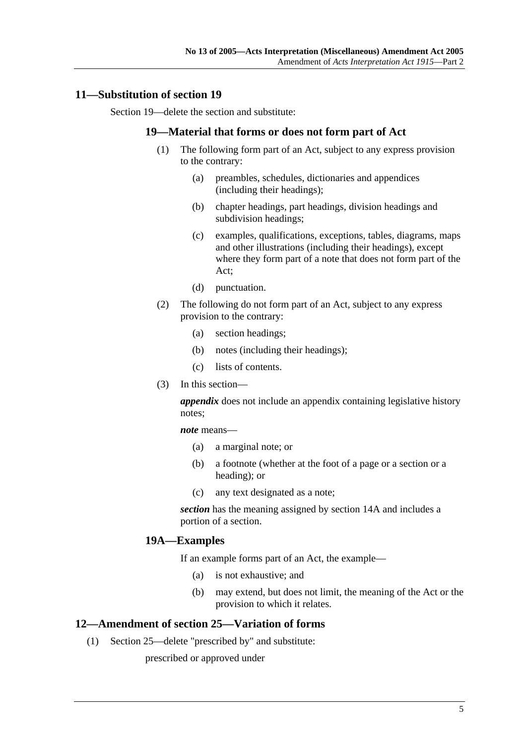## 11—Substitution of section 19

Section 19—delete the section and substitute:

### 19—Material that forms or does not form part of Act

(1) The following form part of an Act, subject to any express provision to the contrary:

(a) preambles, schedules, dictionaries and appendices (including their headings);

(b) chapter headings, part headings, division headings and subdivision headings;

(c) examples, qualifications, exceptions, tables, diagrams, maps and other illustrations (including their headings), except where they form part of a note that does not form part of the Act;

(d) punctuation.

(2) The following do not form part of an Act, subject to any express provision to the contrary:

(a) section headings;

(b) notes (including their headings);

(c) lists of contents.

(3) In this section—

***appendix*** does not include an appendix containing legislative history notes;

***note*** means—

(a) a marginal note; or

(b) a footnote (whether at the foot of a page or a section or a heading); or

(c) any text designated as a note;

***section*** has the meaning assigned by section 14A and includes a portion of a section.

### 19A—Examples

If an example forms part of an Act, the example—

(a) is not exhaustive; and

(b) may extend, but does not limit, the meaning of the Act or the provision to which it relates.

## 12—Amendment of section 25—Variation of forms

(1) Section 25—delete "prescribed by" and substitute:

prescribed or approved under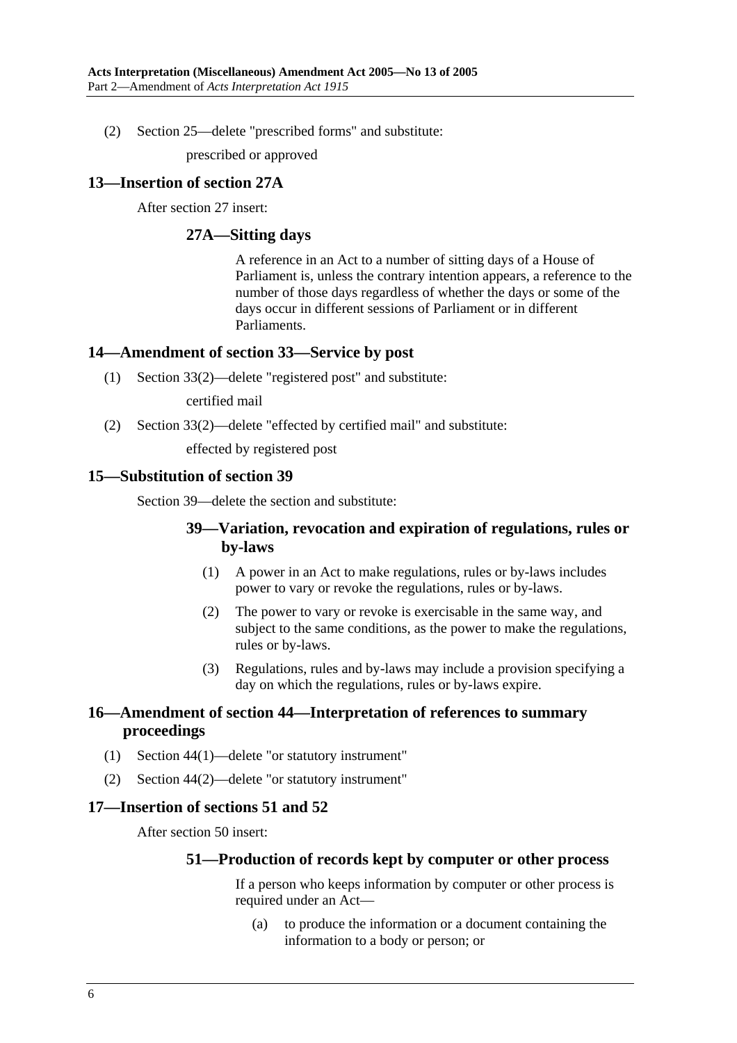(2) Section 25—delete "prescribed forms" and substitute:

prescribed or approved

### 13—Insertion of section 27A

After section 27 insert:

#### 27A—Sitting days

A reference in an Act to a number of sitting days of a House of Parliament is, unless the contrary intention appears, a reference to the number of those days regardless of whether the days or some of the days occur in different sessions of Parliament or in different Parliaments.

### 14—Amendment of section 33—Service by post

(1) Section 33(2)—delete "registered post" and substitute:

certified mail

(2) Section 33(2)—delete "effected by certified mail" and substitute:

effected by registered post

### 15—Substitution of section 39

Section 39—delete the section and substitute:

#### 39—Variation, revocation and expiration of regulations, rules or by-laws

(1) A power in an Act to make regulations, rules or by-laws includes power to vary or revoke the regulations, rules or by-laws.

(2) The power to vary or revoke is exercisable in the same way, and subject to the same conditions, as the power to make the regulations, rules or by-laws.

(3) Regulations, rules and by-laws may include a provision specifying a day on which the regulations, rules or by-laws expire.

### 16—Amendment of section 44—Interpretation of references to summary proceedings

(1) Section 44(1)—delete "or statutory instrument"

(2) Section 44(2)—delete "or statutory instrument"

### 17—Insertion of sections 51 and 52

After section 50 insert:

#### 51—Production of records kept by computer or other process

If a person who keeps information by computer or other process is required under an Act—

(a) to produce the information or a document containing the information to a body or person; or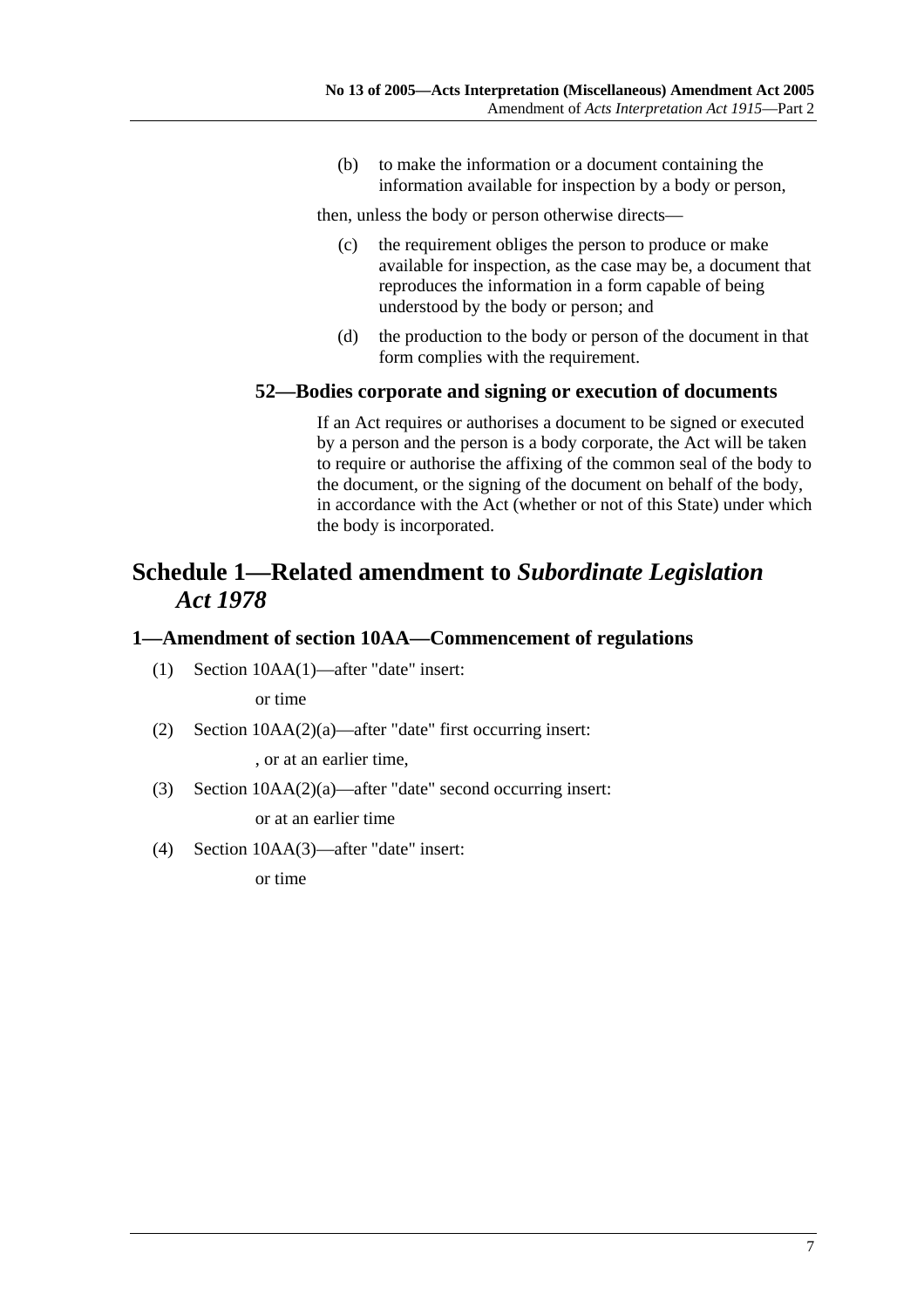(b) to make the information or a document containing the information available for inspection by a body or person,

then, unless the body or person otherwise directs—

(c) the requirement obliges the person to produce or make available for inspection, as the case may be, a document that reproduces the information in a form capable of being understood by the body or person; and

(d) the production to the body or person of the document in that form complies with the requirement.

### 52—Bodies corporate and signing or execution of documents

If an Act requires or authorises a document to be signed or executed by a person and the person is a body corporate, the Act will be taken to require or authorise the affixing of the common seal of the body to the document, or the signing of the document on behalf of the body, in accordance with the Act (whether or not of this State) under which the body is incorporated.

## Schedule 1—Related amendment to *Subordinate Legislation Act 1978*

### 1—Amendment of section 10AA—Commencement of regulations

(1) Section 10AA(1)—after "date" insert:

or time

(2) Section 10AA(2)(a)—after "date" first occurring insert:

, or at an earlier time,

(3) Section 10AA(2)(a)—after "date" second occurring insert:

or at an earlier time

(4) Section 10AA(3)—after "date" insert:

or time